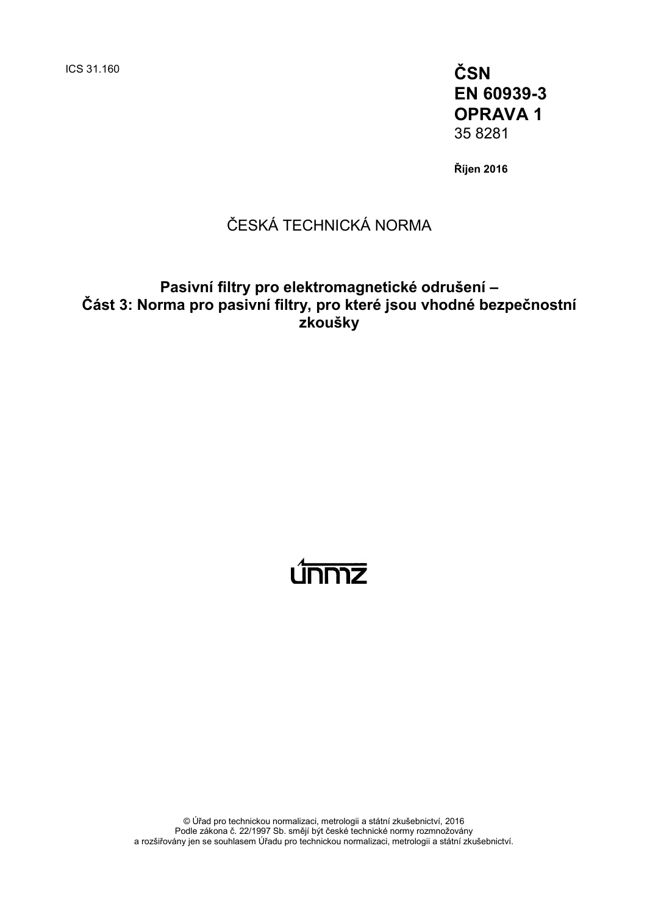ICS 31.160

**ČSN**
**EN 60939-3**
**OPRAVA 1**
35 8281

**Říjen 2016**

ČESKÁ TECHNICKÁ NORMA

# Pasivní filtry pro elektromagnetické odrušení – Část 3: Norma pro pasivní filtry, pro které jsou vhodné bezpečnostní zkoušky

únmz

© Úřad pro technickou normalizaci, metrologii a státní zkušebnictví, 2016
Podle zákona č. 22/1997 Sb. smějí být české technické normy rozmnožovány
a rozšiřovány jen se souhlasem Úřadu pro technickou normalizaci, metrologii a státní zkušebnictví.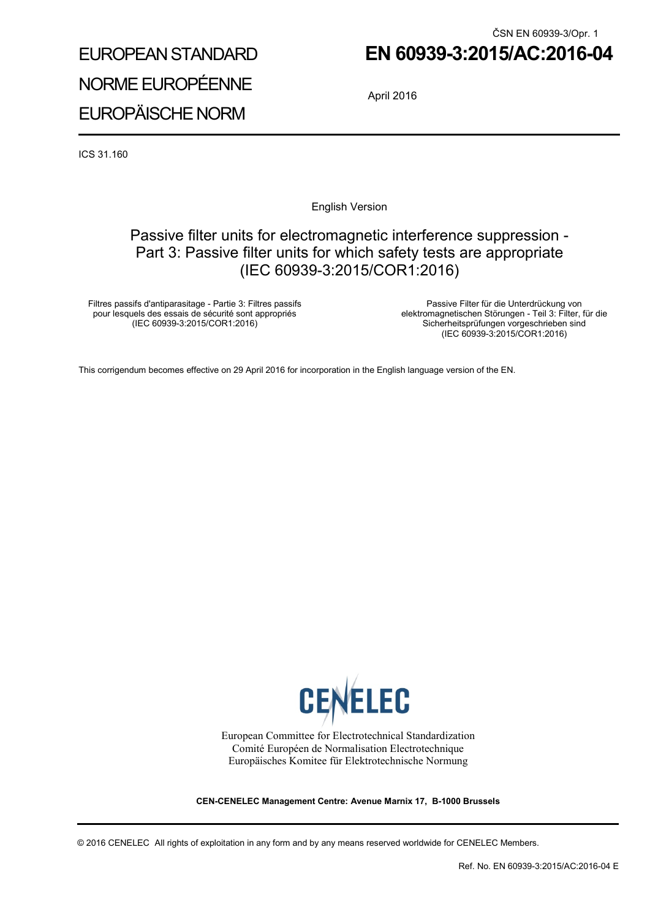ČSN EN 60939-3/Opr. 1

EUROPEAN STANDARD

NORME EUROPÉENNE

EUROPÄISCHE NORM

# EN 60939-3:2015/AC:2016-04

April 2016

ICS 31.160

English Version

## Passive filter units for electromagnetic interference suppression - Part 3: Passive filter units for which safety tests are appropriate (IEC 60939-3:2015/COR1:2016)

Filtres passifs d'antiparasitage - Partie 3: Filtres passifs pour lesquels des essais de sécurité sont appropriés (IEC 60939-3:2015/COR1:2016)

Passive Filter für die Unterdrückung von elektromagnetischen Störungen - Teil 3: Filter, für die Sicherheitsprüfungen vorgeschrieben sind (IEC 60939-3:2015/COR1:2016)

This corrigendum becomes effective on 29 April 2016 for incorporation in the English language version of the EN.

CENELEC

European Committee for Electrotechnical Standardization
Comité Européen de Normalisation Electrotechnique
Europäisches Komitee für Elektrotechnische Normung

**CEN-CENELEC Management Centre: Avenue Marnix 17, B-1000 Brussels**

© 2016 CENELEC All rights of exploitation in any form and by any means reserved worldwide for CENELEC Members.

Ref. No. EN 60939-3:2015/AC:2016-04 E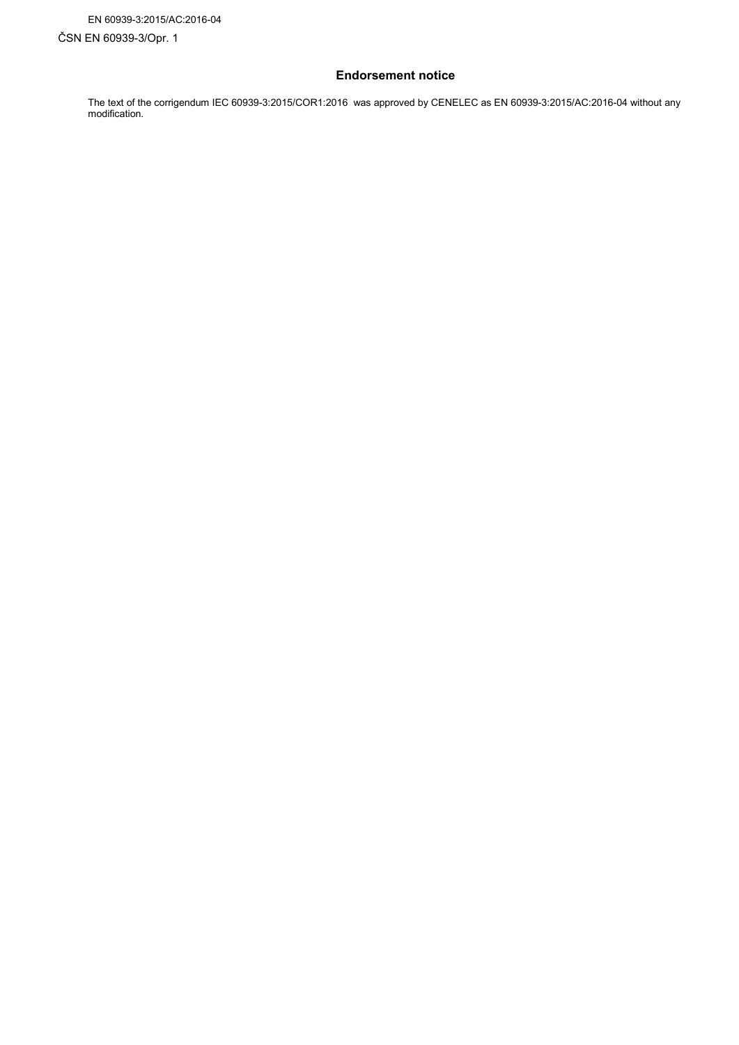## Endorsement notice

The text of the corrigendum IEC 60939-3:2015/COR1:2016 was approved by CENELEC as EN 60939-3:2015/AC:2016-04 without any modification.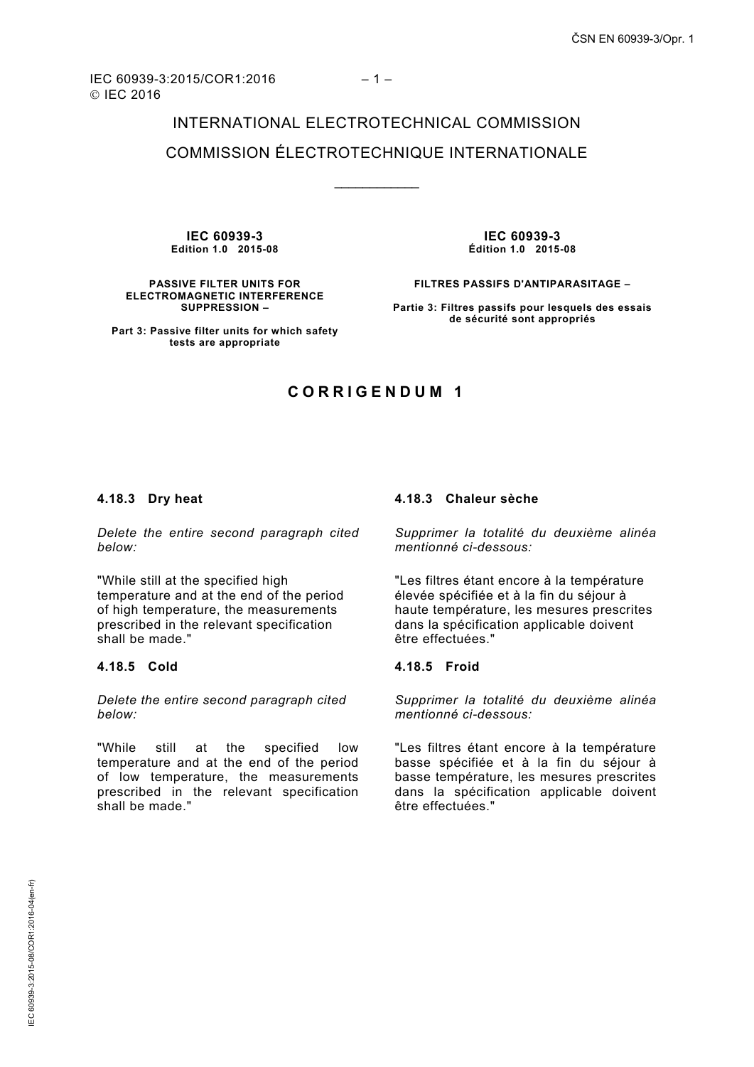IEC 60939-3:2015/COR1:2016
© IEC 2016

# INTERNATIONAL ELECTROTECHNICAL COMMISSION

# COMMISSION ÉLECTROTECHNIQUE INTERNATIONALE

---

**IEC 60939-3**
**Edition 1.0 2015-08**

**PASSIVE FILTER UNITS FOR ELECTROMAGNETIC INTERFERENCE SUPPRESSION –**

**Part 3: Passive filter units for which safety tests are appropriate**

**IEC 60939-3**
**Édition 1.0 2015-08**

**FILTRES PASSIFS D'ANTIPARASITAGE –**

**Partie 3: Filtres passifs pour lesquels des essais de sécurité sont appropriés**

## CORRIGENDUM 1

### 4.18.3 Dry heat

*Delete the entire second paragraph cited below:*

"While still at the specified high temperature and at the end of the period of high temperature, the measurements prescribed in the relevant specification shall be made."

### 4.18.5 Cold

*Delete the entire second paragraph cited below:*

"While still at the specified low temperature and at the end of the period of low temperature, the measurements prescribed in the relevant specification shall be made."

### 4.18.3 Chaleur sèche

*Supprimer la totalité du deuxième alinéa mentionné ci-dessous:*

"Les filtres étant encore à la température élevée spécifiée et à la fin du séjour à haute température, les mesures prescrites dans la spécification applicable doivent être effectuées."

### 4.18.5 Froid

*Supprimer la totalité du deuxième alinéa mentionné ci-dessous:*

"Les filtres étant encore à la température basse spécifiée et à la fin du séjour à basse température, les mesures prescrites dans la spécification applicable doivent être effectuées."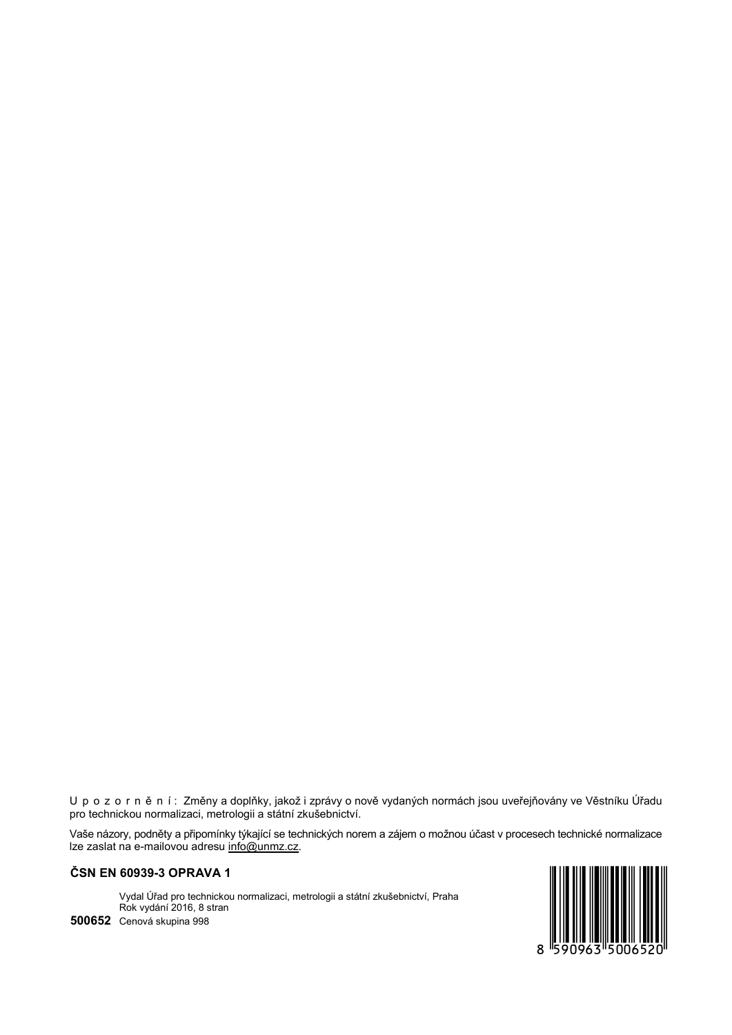U p o z o r n ě n í : Změny a doplňky, jakož i zprávy o nově vydaných normách jsou uveřejňovány ve Věstníku Úřadu pro technickou normalizaci, metrologii a státní zkušebnictví.

Vaše názory, podněty a připomínky týkající se technických norem a zájem o možnou účast v procesech technické normalizace lze zaslat na e-mailovou adresu info@unmz.cz.

**ČSN EN 60939-3 OPRAVA 1**

Vydal Úřad pro technickou normalizaci, metrologii a státní zkušebnictví, Praha
Rok vydání 2016, 8 stran

**500652** Cenová skupina 998

8 590963 500652